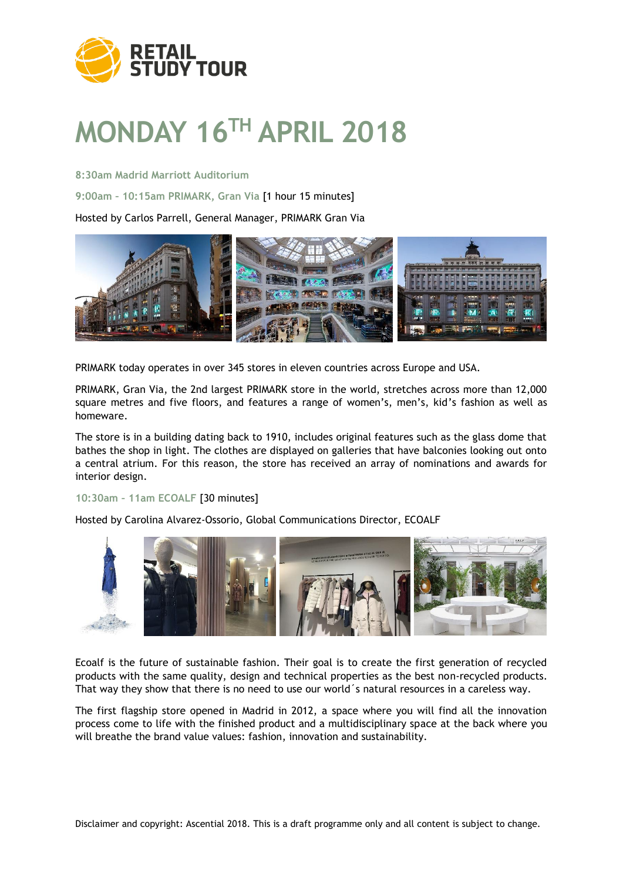RETAIL STUDY TOUR

# MONDAY 16TH APRIL 2018

**8:30am Madrid Marriott Auditorium**

**9:00am – 10:15am PRIMARK, Gran Via** [1 hour 15 minutes]

Hosted by Carlos Parrell, General Manager, PRIMARK Gran Via

PRIMARK today operates in over 345 stores in eleven countries across Europe and USA.

PRIMARK, Gran Via, the 2nd largest PRIMARK store in the world, stretches across more than 12,000 square metres and five floors, and features a range of women's, men's, kid's fashion as well as homeware.

The store is in a building dating back to 1910, includes original features such as the glass dome that bathes the shop in light. The clothes are displayed on galleries that have balconies looking out onto a central atrium. For this reason, the store has received an array of nominations and awards for interior design.

**10:30am – 11am ECOALF** [30 minutes]

Hosted by Carolina Alvarez-Ossorio, Global Communications Director, ECOALF

Ecoalf is the future of sustainable fashion. Their goal is to create the first generation of recycled products with the same quality, design and technical properties as the best non-recycled products. That way they show that there is no need to use our world´s natural resources in a careless way.

The first flagship store opened in Madrid in 2012, a space where you will find all the innovation process come to life with the finished product and a multidisciplinary space at the back where you will breathe the brand value values: fashion, innovation and sustainability.

Disclaimer and copyright: Ascential 2018. This is a draft programme only and all content is subject to change.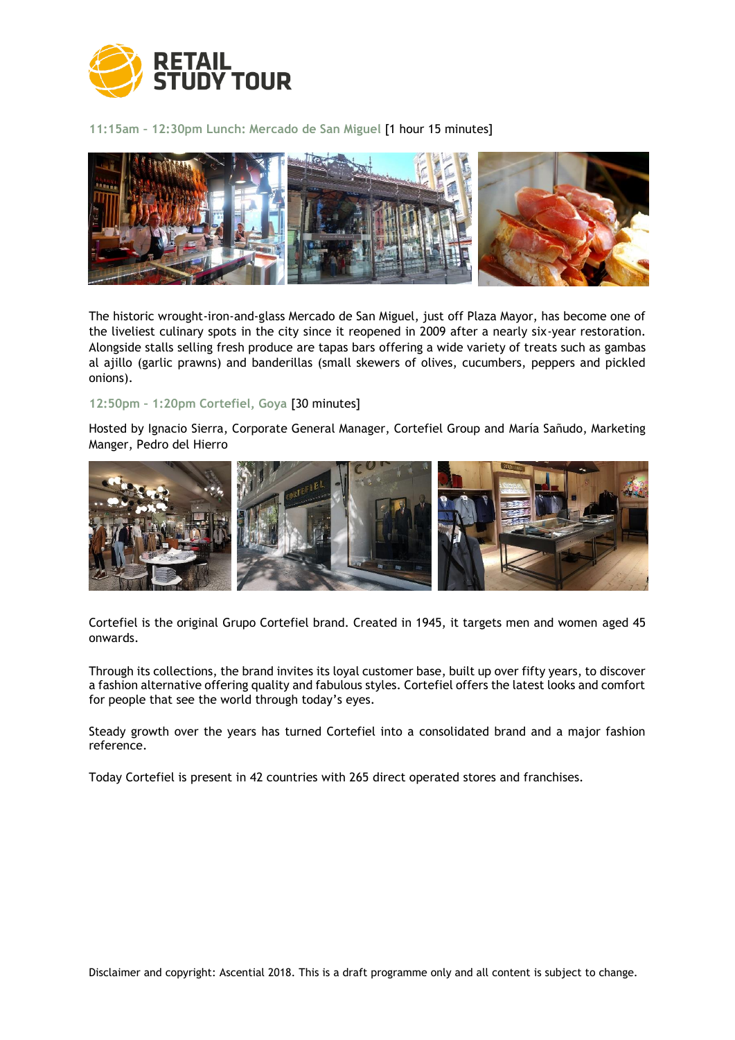**11:15am – 12:30pm Lunch: Mercado de San Miguel** [1 hour 15 minutes]

The historic wrought-iron-and-glass Mercado de San Miguel, just off Plaza Mayor, has become one of the liveliest culinary spots in the city since it reopened in 2009 after a nearly six-year restoration. Alongside stalls selling fresh produce are tapas bars offering a wide variety of treats such as gambas al ajillo (garlic prawns) and banderillas (small skewers of olives, cucumbers, peppers and pickled onions).

**12:50pm – 1:20pm Cortefiel, Goya** [30 minutes]

Hosted by Ignacio Sierra, Corporate General Manager, Cortefiel Group and María Sañudo, Marketing Manger, Pedro del Hierro

Cortefiel is the original Grupo Cortefiel brand. Created in 1945, it targets men and women aged 45 onwards.

Through its collections, the brand invites its loyal customer base, built up over fifty years, to discover a fashion alternative offering quality and fabulous styles. Cortefiel offers the latest looks and comfort for people that see the world through today's eyes.

Steady growth over the years has turned Cortefiel into a consolidated brand and a major fashion reference.

Today Cortefiel is present in 42 countries with 265 direct operated stores and franchises.

Disclaimer and copyright: Ascential 2018. This is a draft programme only and all content is subject to change.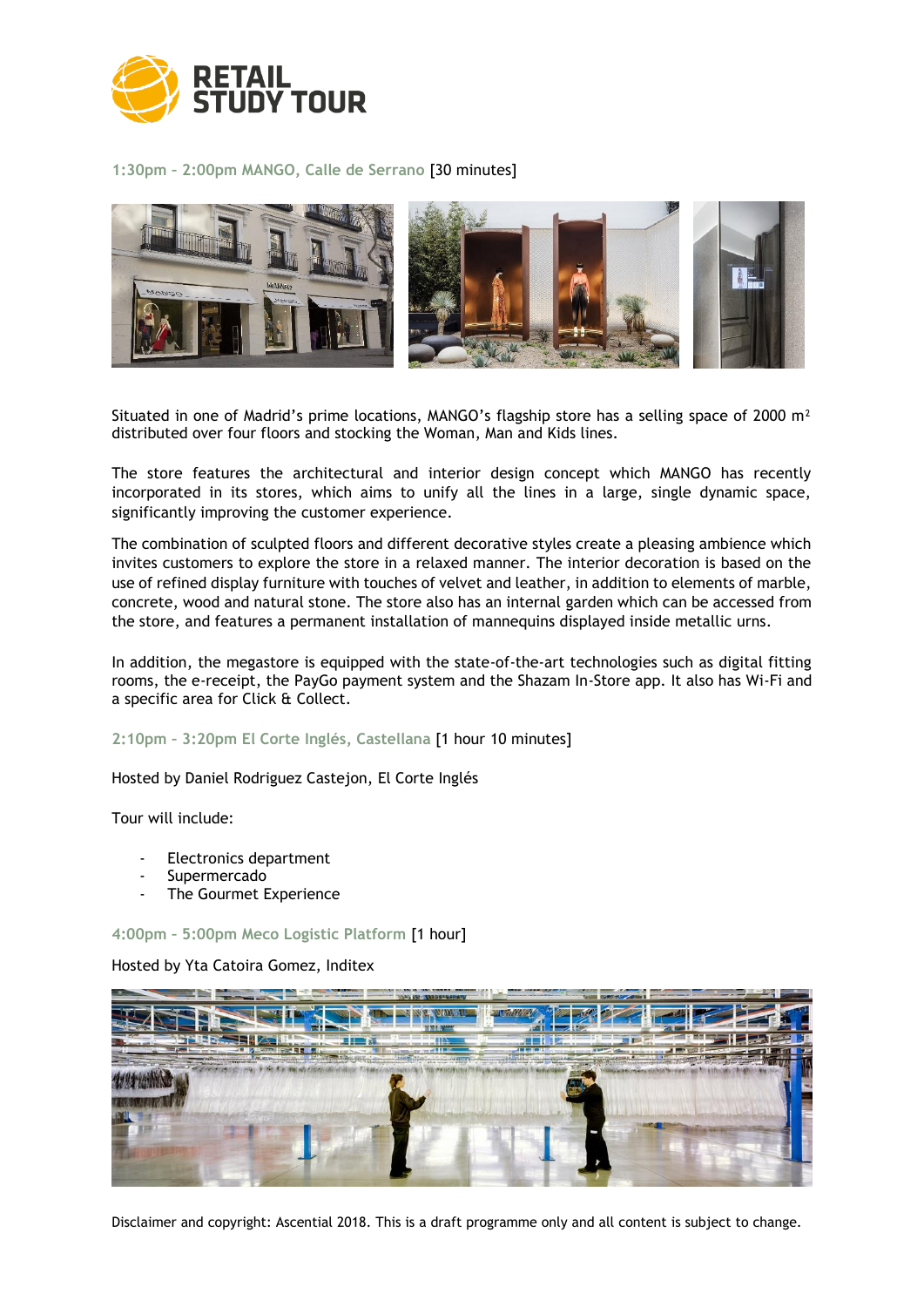1:30pm – 2:00pm MANGO, Calle de Serrano [30 minutes]

Situated in one of Madrid's prime locations, MANGO's flagship store has a selling space of 2000 $m^2$ distributed over four floors and stocking the Woman, Man and Kids lines.

The store features the architectural and interior design concept which MANGO has recently incorporated in its stores, which aims to unify all the lines in a large, single dynamic space, significantly improving the customer experience.

The combination of sculpted floors and different decorative styles create a pleasing ambience which invites customers to explore the store in a relaxed manner. The interior decoration is based on the use of refined display furniture with touches of velvet and leather, in addition to elements of marble, concrete, wood and natural stone. The store also has an internal garden which can be accessed from the store, and features a permanent installation of mannequins displayed inside metallic urns.

In addition, the megastore is equipped with the state-of-the-art technologies such as digital fitting rooms, the e-receipt, the PayGo payment system and the Shazam In-Store app. It also has Wi-Fi and a specific area for Click & Collect.

2:10pm – 3:20pm El Corte Inglés, Castellana [1 hour 10 minutes]

Hosted by Daniel Rodriguez Castejon, El Corte Inglés

Tour will include:

- Electronics department
- Supermercado
- The Gourmet Experience

4:00pm – 5:00pm Meco Logistic Platform [1 hour]

Hosted by Yta Catoira Gomez, Inditex

Disclaimer and copyright: Ascential 2018. This is a draft programme only and all content is subject to change.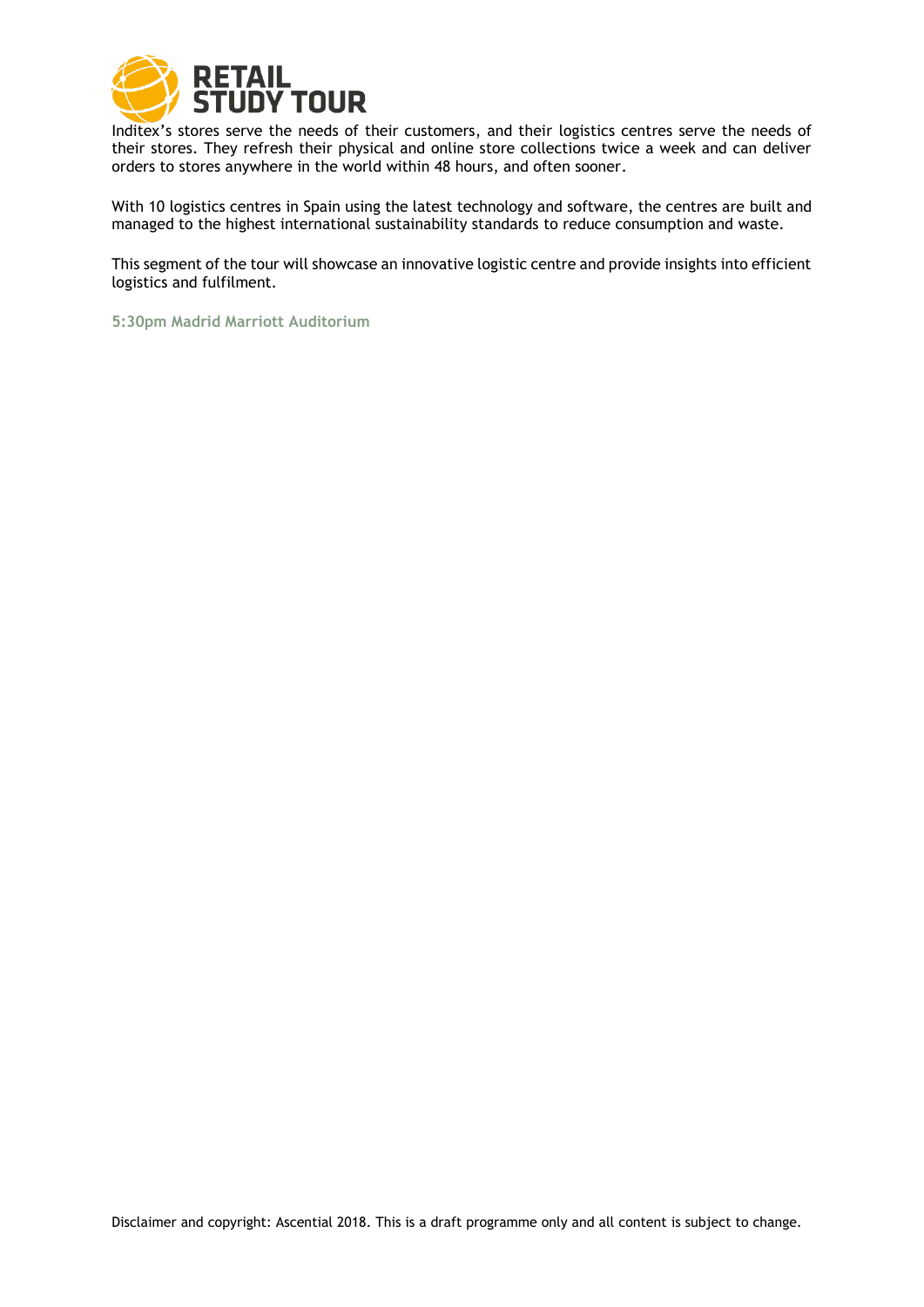Inditex's stores serve the needs of their customers, and their logistics centres serve the needs of their stores. They refresh their physical and online store collections twice a week and can deliver orders to stores anywhere in the world within 48 hours, and often sooner.

With 10 logistics centres in Spain using the latest technology and software, the centres are built and managed to the highest international sustainability standards to reduce consumption and waste.

This segment of the tour will showcase an innovative logistic centre and provide insights into efficient logistics and fulfilment.

**5:30pm Madrid Marriott Auditorium**

Disclaimer and copyright: Ascential 2018. This is a draft programme only and all content is subject to change.